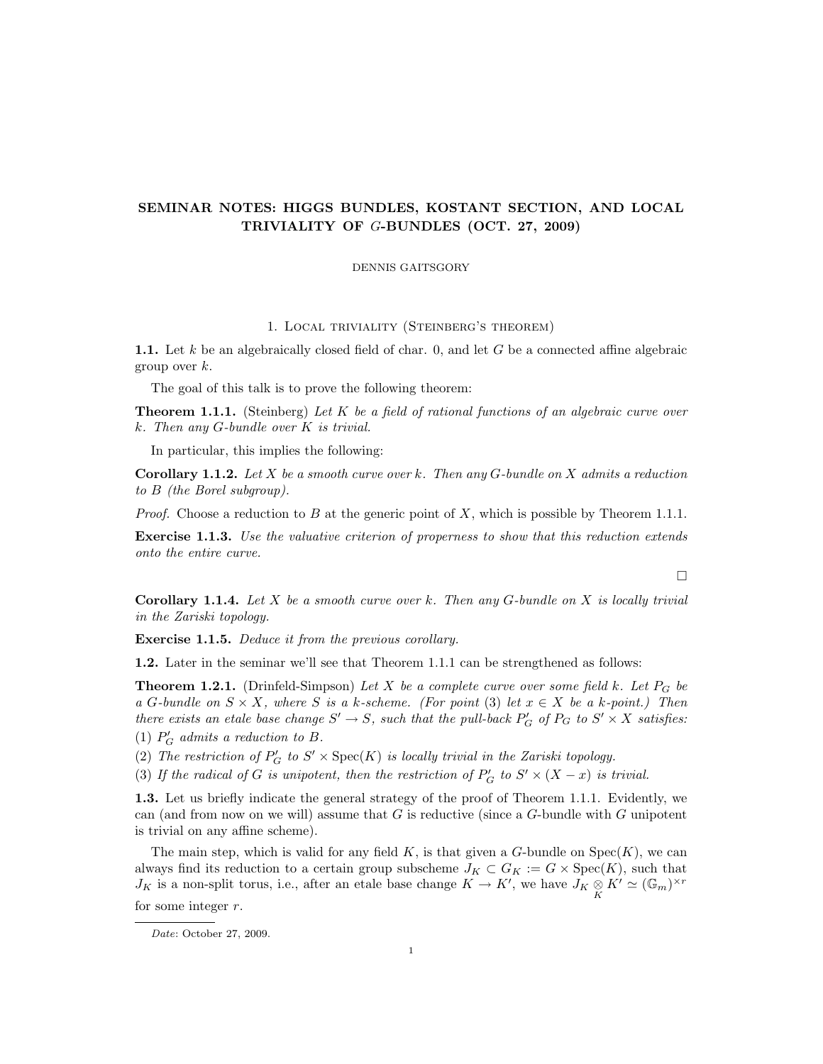# SEMINAR NOTES: HIGGS BUNDLES, KOSTANT SECTION, AND LOCAL TRIVIALITY OF $G$-BUNDLES (OCT. 27, 2009)

DENNIS GAITSGORY

## 1. Local triviality (Steinberg's theorem)

**1.1.** Let $k$ be an algebraically closed field of char. 0, and let $G$ be a connected affine algebraic group over $k$.

The goal of this talk is to prove the following theorem:

**Theorem 1.1.1.** (Steinberg) *Let $K$ be a field of rational functions of an algebraic curve over $k$. Then any $G$-bundle over $K$ is trivial.*

In particular, this implies the following:

**Corollary 1.1.2.** *Let $X$ be a smooth curve over $k$. Then any $G$-bundle on $X$ admits a reduction to $B$ (the Borel subgroup).*

*Proof.* Choose a reduction to $B$ at the generic point of $X$, which is possible by Theorem 1.1.1.

**Exercise 1.1.3.** *Use the valuative criterion of properness to show that this reduction extends onto the entire curve.*

□

**Corollary 1.1.4.** *Let $X$ be a smooth curve over $k$. Then any $G$-bundle on $X$ is locally trivial in the Zariski topology.*

**Exercise 1.1.5.** *Deduce it from the previous corollary.*

**1.2.** Later in the seminar we'll see that Theorem 1.1.1 can be strengthened as follows:

**Theorem 1.2.1.** (Drinfeld-Simpson) *Let $X$ be a complete curve over some field $k$. Let $P_G$ be a $G$-bundle on $S \times X$, where $S$ is a $k$-scheme. (For point (3) let $x \in X$ be a $k$-point.) Then there exists an etale base change $S' \to S$, such that the pull-back $P'_G$ of $P_G$ to $S' \times X$ satisfies:*

*(1) $P'_G$ admits a reduction to $B$.*

*(2) The restriction of $P'_G$ to $S' \times \operatorname{Spec}(K)$ is locally trivial in the Zariski topology.*

*(3) If the radical of $G$ is unipotent, then the restriction of $P'_G$ to $S' \times (X - x)$ is trivial.*

**1.3.** Let us briefly indicate the general strategy of the proof of Theorem 1.1.1. Evidently, we can (and from now on we will) assume that $G$ is reductive (since a $G$-bundle with $G$ unipotent is trivial on any affine scheme).

The main step, which is valid for any field $K$, is that given a $G$-bundle on $\operatorname{Spec}(K)$, we can always find its reduction to a certain group subscheme $J_K \subset G_K := G \times \operatorname{Spec}(K)$, such that $J_K$ is a non-split torus, i.e., after an etale base change $K \to K'$, we have $J_K \underset{K}{\otimes} K' \simeq (\mathbb{G}_m)^{\times r}$ for some integer $r$.

---

*Date*: October 27, 2009.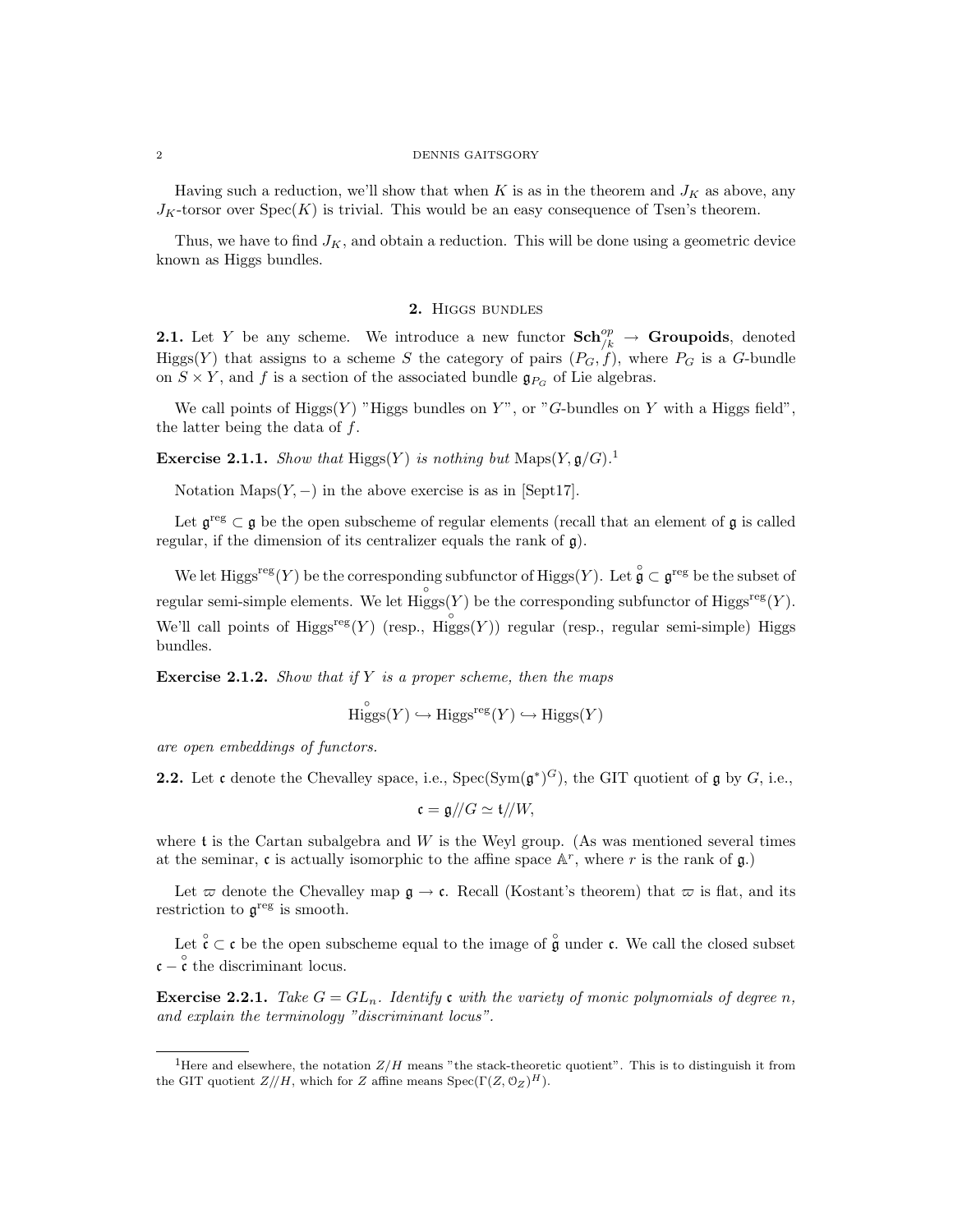Having such a reduction, we'll show that when $K$ is as in the theorem and $J_K$ as above, any $J_K$-torsor over $\operatorname{Spec}(K)$ is trivial. This would be an easy consequence of Tsen's theorem.

Thus, we have to find $J_K$, and obtain a reduction. This will be done using a geometric device known as Higgs bundles.

## 2. Higgs bundles

**2.1.** Let $Y$ be any scheme. We introduce a new functor $\mathbf{Sch}^{op}_{/k} \to \mathbf{Groupoids}$, denoted $\operatorname{Higgs}(Y)$ that assigns to a scheme $S$ the category of pairs $(P_G, f)$, where $P_G$ is a $G$-bundle on $S \times Y$, and $f$ is a section of the associated bundle $\mathfrak{g}_{P_G}$ of Lie algebras.

We call points of $\operatorname{Higgs}(Y)$ "Higgs bundles on $Y$", or "$G$-bundles on $Y$ with a Higgs field", the latter being the data of $f$.

**Exercise 2.1.1.** *Show that* $\operatorname{Higgs}(Y)$ *is nothing but* $\operatorname{Maps}(Y, \mathfrak{g}/G)$.[1]

Notation $\operatorname{Maps}(Y, -)$ in the above exercise is as in [Sept17].

Let $\mathfrak{g}^{\text{reg}} \subset \mathfrak{g}$ be the open subscheme of regular elements (recall that an element of $\mathfrak{g}$ is called regular, if the dimension of its centralizer equals the rank of $\mathfrak{g}$).

We let $\operatorname{Higgs}^{\text{reg}}(Y)$ be the corresponding subfunctor of $\operatorname{Higgs}(Y)$. Let $\overset{\circ}{\mathfrak{g}} \subset \mathfrak{g}^{\text{reg}}$ be the subset of regular semi-simple elements. We let $\overset{\circ}{\operatorname{Higgs}}(Y)$ be the corresponding subfunctor of $\operatorname{Higgs}^{\text{reg}}(Y)$. We'll call points of $\operatorname{Higgs}^{\text{reg}}(Y)$ (resp., $\overset{\circ}{\operatorname{Higgs}}(Y)$) regular (resp., regular semi-simple) Higgs bundles.

**Exercise 2.1.2.** *Show that if $Y$ is a proper scheme, then the maps*

$$\overset{\circ}{\operatorname{Higgs}}(Y) \hookrightarrow \operatorname{Higgs}^{\text{reg}}(Y) \hookrightarrow \operatorname{Higgs}(Y)$$

*are open embeddings of functors.*

**2.2.** Let $\mathfrak{c}$ denote the Chevalley space, i.e., $\operatorname{Spec}(\operatorname{Sym}(\mathfrak{g}^*)^G)$, the GIT quotient of $\mathfrak{g}$ by $G$, i.e.,

$$\mathfrak{c} = \mathfrak{g}//G \simeq \mathfrak{t}//W,$$

where $\mathfrak{t}$ is the Cartan subalgebra and $W$ is the Weyl group. (As was mentioned several times at the seminar, $\mathfrak{c}$ is actually isomorphic to the affine space $\mathbb{A}^r$, where $r$ is the rank of $\mathfrak{g}$.)

Let $\varpi$ denote the Chevalley map $\mathfrak{g} \to \mathfrak{c}$. Recall (Kostant's theorem) that $\varpi$ is flat, and its restriction to $\mathfrak{g}^{\text{reg}}$ is smooth.

Let $\overset{\circ}{\mathfrak{c}} \subset \mathfrak{c}$ be the open subscheme equal to the image of $\overset{\circ}{\mathfrak{g}}$ under $\mathfrak{c}$. We call the closed subset $\mathfrak{c} - \overset{\circ}{\mathfrak{c}}$ the discriminant locus.

**Exercise 2.2.1.** *Take $G = GL_n$. Identify $\mathfrak{c}$ with the variety of monic polynomials of degree $n$, and explain the terminology "discriminant locus".*

---

[1] Here and elsewhere, the notation $Z/H$ means "the stack-theoretic quotient". This is to distinguish it from the GIT quotient $Z//H$, which for $Z$ affine means $\operatorname{Spec}(\Gamma(Z, \mathcal{O}_Z)^H)$.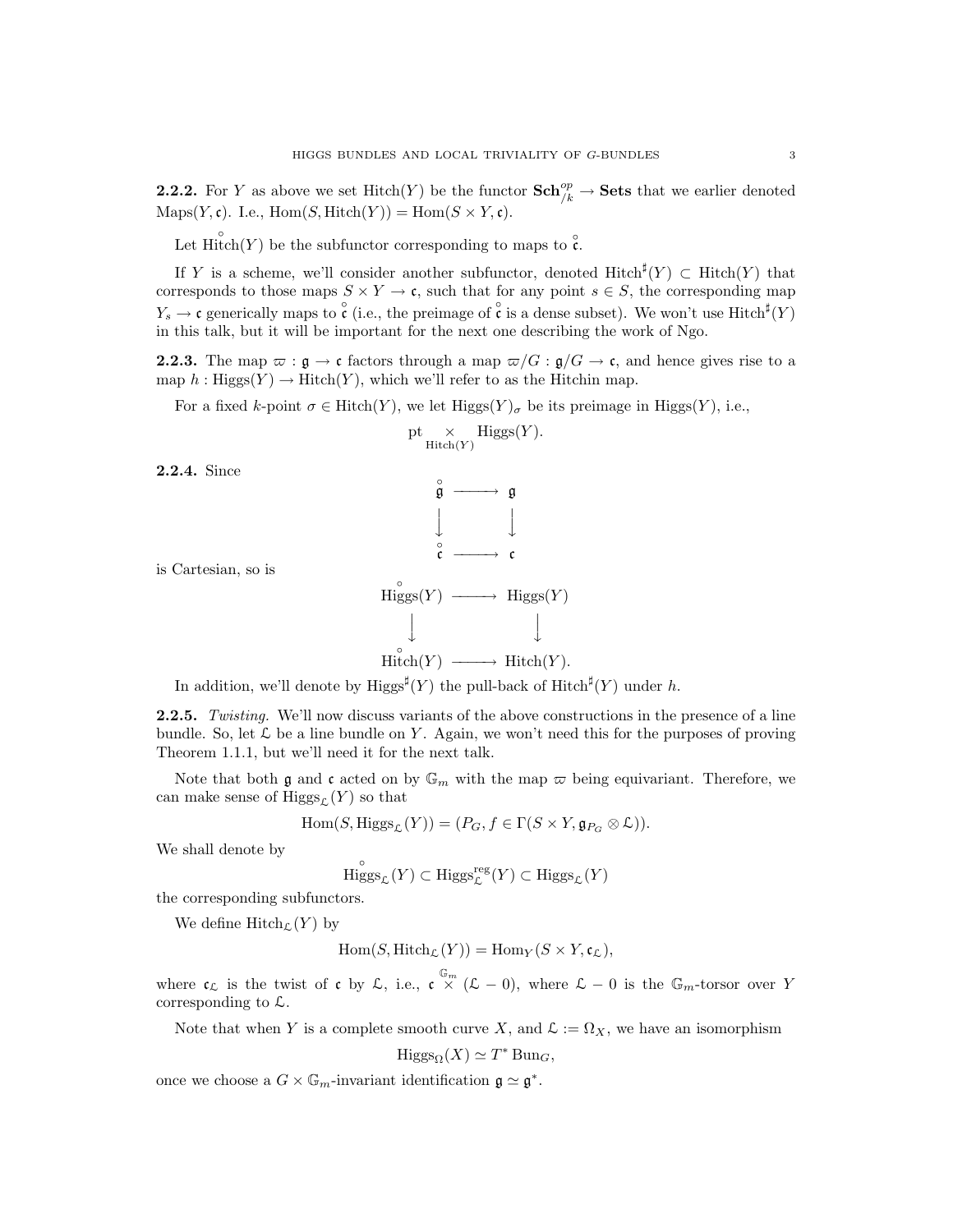**2.2.2.** For $Y$ as above we set $\mathrm{Hitch}(Y)$ be the functor $\mathbf{Sch}^{op}_{/k} \to \mathbf{Sets}$ that we earlier denoted $\mathrm{Maps}(Y, \mathfrak{c})$. I.e., $\mathrm{Hom}(S, \mathrm{Hitch}(Y)) = \mathrm{Hom}(S \times Y, \mathfrak{c})$.

Let $\overset{\circ}{\mathrm{Hitch}}(Y)$ be the subfunctor corresponding to maps to $\overset{\circ}{\mathfrak{c}}$.

If $Y$ is a scheme, we'll consider another subfunctor, denoted $\mathrm{Hitch}^\sharp(Y) \subset \mathrm{Hitch}(Y)$ that corresponds to those maps $S \times Y \to \mathfrak{c}$, such that for any point $s \in S$, the corresponding map $Y_s \to \mathfrak{c}$ generically maps to $\overset{\circ}{\mathfrak{c}}$ (i.e., the preimage of $\overset{\circ}{\mathfrak{c}}$ is a dense subset). We won't use $\mathrm{Hitch}^\sharp(Y)$ in this talk, but it will be important for the next one describing the work of Ngo.

**2.2.3.** The map $\varpi : \mathfrak{g} \to \mathfrak{c}$ factors through a map $\varpi/G : \mathfrak{g}/G \to \mathfrak{c}$, and hence gives rise to a map $h : \mathrm{Higgs}(Y) \to \mathrm{Hitch}(Y)$, which we'll refer to as the Hitchin map.

For a fixed $k$-point $\sigma \in \mathrm{Hitch}(Y)$, we let $\mathrm{Higgs}(Y)_\sigma$ be its preimage in $\mathrm{Higgs}(Y)$, i.e.,

$$\mathrm{pt} \underset{\mathrm{Hitch}(Y)}{\times} \mathrm{Higgs}(Y).$$

**2.2.4.** Since

$$\begin{array}{ccc} \overset{\circ}{\mathfrak{g}} & \longrightarrow & \mathfrak{g} \\ \downarrow & & \downarrow \\ \overset{\circ}{\mathfrak{c}} & \longrightarrow & \mathfrak{c} \end{array}$$

is Cartesian, so is

$$\begin{array}{ccc} \overset{\circ}{\mathrm{Higgs}}(Y) & \longrightarrow & \mathrm{Higgs}(Y) \\ \downarrow & & \downarrow \\ \overset{\circ}{\mathrm{Hitch}}(Y) & \longrightarrow & \mathrm{Hitch}(Y). \end{array}$$

In addition, we'll denote by $\mathrm{Higgs}^\sharp(Y)$ the pull-back of $\mathrm{Hitch}^\sharp(Y)$ under $h$.

**2.2.5.** *Twisting.* We'll now discuss variants of the above constructions in the presence of a line bundle. So, let $\mathcal{L}$ be a line bundle on $Y$. Again, we won't need this for the purposes of proving Theorem 1.1.1, but we'll need it for the next talk.

Note that both $\mathfrak{g}$ and $\mathfrak{c}$ acted on by $\mathbb{G}_m$ with the map $\varpi$ being equivariant. Therefore, we can make sense of $\mathrm{Higgs}_\mathcal{L}(Y)$ so that

$$\mathrm{Hom}(S, \mathrm{Higgs}_\mathcal{L}(Y)) = (P_G, f \in \Gamma(S \times Y, \mathfrak{g}_{P_G} \otimes \mathcal{L})).$$

We shall denote by

$$\overset{\circ}{\mathrm{Higgs}}_\mathcal{L}(Y) \subset \mathrm{Higgs}^{\mathrm{reg}}_\mathcal{L}(Y) \subset \mathrm{Higgs}_\mathcal{L}(Y)$$

the corresponding subfunctors.

We define $\mathrm{Hitch}_\mathcal{L}(Y)$ by

$$\mathrm{Hom}(S, \mathrm{Hitch}_\mathcal{L}(Y)) = \mathrm{Hom}_Y(S \times Y, \mathfrak{c}_\mathcal{L}),$$

where $\mathfrak{c}_\mathcal{L}$ is the twist of $\mathfrak{c}$ by $\mathcal{L}$, i.e., $\mathfrak{c} \overset{\mathbb{G}_m}{\times} (\mathcal{L} - 0)$, where $\mathcal{L} - 0$ is the $\mathbb{G}_m$-torsor over $Y$ corresponding to $\mathcal{L}$.

Note that when $Y$ is a complete smooth curve $X$, and $\mathcal{L} := \Omega_X$, we have an isomorphism

$$\mathrm{Higgs}_\Omega(X) \simeq T^* \mathrm{Bun}_G,$$

once we choose a $G \times \mathbb{G}_m$-invariant identification $\mathfrak{g} \simeq \mathfrak{g}^*$.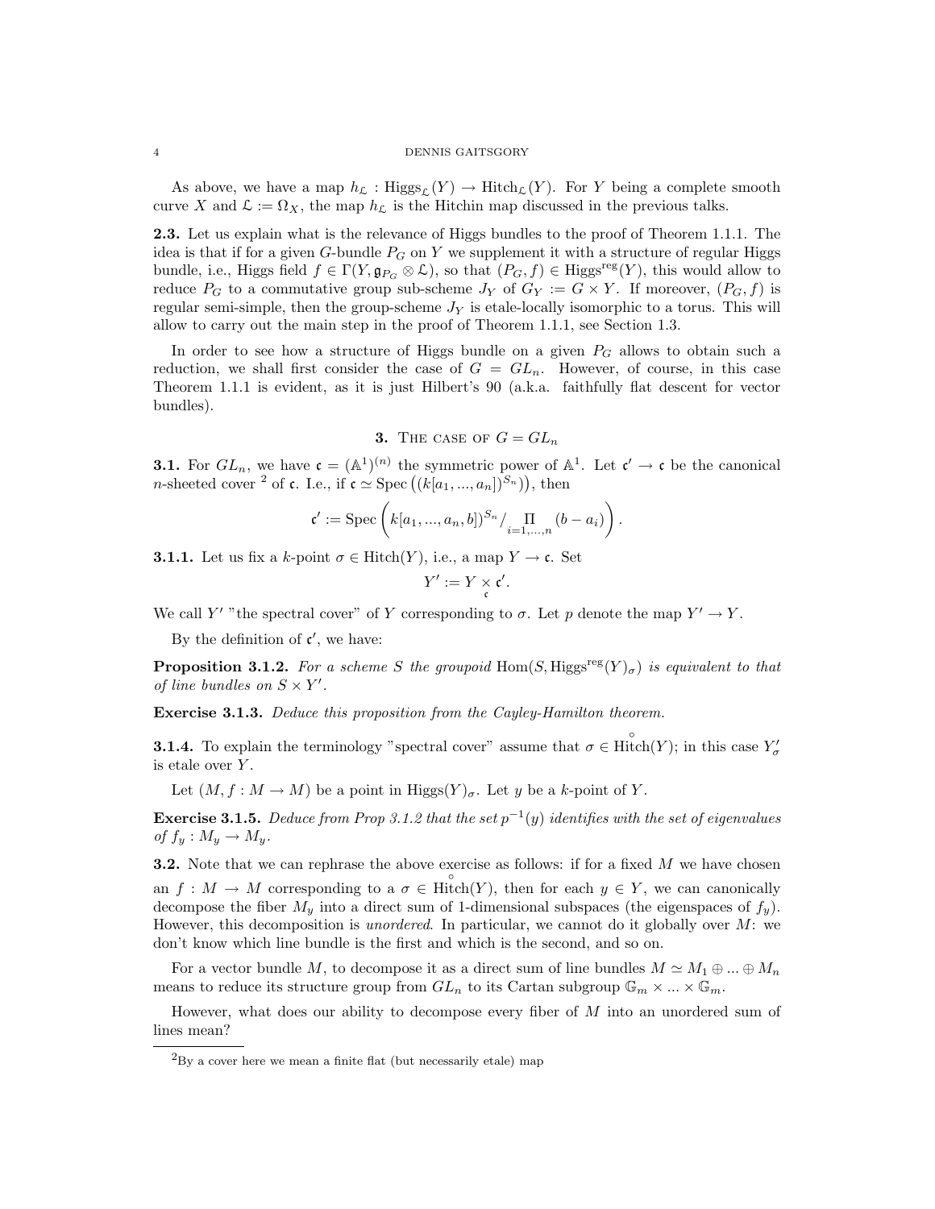As above, we have a map $h_{\mathcal{L}} : \mathrm{Higgs}_{\mathcal{L}}(Y) \to \mathrm{Hitch}_{\mathcal{L}}(Y)$. For $Y$ being a complete smooth curve $X$ and $\mathcal{L} := \Omega_X$, the map $h_{\mathcal{L}}$ is the Hitchin map discussed in the previous talks.

**2.3.** Let us explain what is the relevance of Higgs bundles to the proof of Theorem 1.1.1. The idea is that if for a given $G$-bundle $P_G$ on $Y$ we supplement it with a structure of regular Higgs bundle, i.e., Higgs field $f \in \Gamma(Y, \mathfrak{g}_{P_G} \otimes \mathcal{L})$, so that $(P_G, f) \in \mathrm{Higgs}^{\mathrm{reg}}(Y)$, this would allow to reduce $P_G$ to a commutative group sub-scheme $J_Y$ of $G_Y := G \times Y$. If moreover, $(P_G, f)$ is regular semi-simple, then the group-scheme $J_Y$ is etale-locally isomorphic to a torus. This will allow to carry out the main step in the proof of Theorem 1.1.1, see Section 1.3.

In order to see how a structure of Higgs bundle on a given $P_G$ allows to obtain such a reduction, we shall first consider the case of $G = GL_n$. However, of course, in this case Theorem 1.1.1 is evident, as it is just Hilbert's 90 (a.k.a. faithfully flat descent for vector bundles).

## 3. The case of $G = GL_n$

**3.1.** For $GL_n$, we have $\mathfrak{c} = (\mathbb{A}^1)^{(n)}$ the symmetric power of $\mathbb{A}^1$. Let $\mathfrak{c}' \to \mathfrak{c}$ be the canonical $n$-sheeted cover [2] of $\mathfrak{c}$. I.e., if $\mathfrak{c} \simeq \mathrm{Spec}\left((k[a_1, ..., a_n])^{S_n}\right)$, then

$$\mathfrak{c}' := \mathrm{Spec}\left(k[a_1, ..., a_n, b])^{S_n} / \underset{i=1,...,n}{\Pi} (b - a_i)\right).$$

**3.1.1.** Let us fix a $k$-point $\sigma \in \mathrm{Hitch}(Y)$, i.e., a map $Y \to \mathfrak{c}$. Set

$$Y' := Y \underset{\mathfrak{c}}{\times} \mathfrak{c}'.$$

We call $Y'$ "the spectral cover" of $Y$ corresponding to $\sigma$. Let $p$ denote the map $Y' \to Y$.

By the definition of $\mathfrak{c}'$, we have:

**Proposition 3.1.2.** *For a scheme $S$ the groupoid $\mathrm{Hom}(S, \mathrm{Higgs}^{\mathrm{reg}}(Y)_\sigma)$ is equivalent to that of line bundles on $S \times Y'$.*

**Exercise 3.1.3.** *Deduce this proposition from the Cayley-Hamilton theorem.*

**3.1.4.** To explain the terminology "spectral cover" assume that $\sigma \in \overset{\circ}{\mathrm{Hitch}}(Y)$; in this case $Y'_\sigma$ is etale over $Y$.

Let $(M, f : M \to M)$ be a point in $\mathrm{Higgs}(Y)_\sigma$. Let $y$ be a $k$-point of $Y$.

**Exercise 3.1.5.** *Deduce from Prop 3.1.2 that the set $p^{-1}(y)$ identifies with the set of eigenvalues of $f_y : M_y \to M_y$.*

**3.2.** Note that we can rephrase the above exercise as follows: if for a fixed $M$ we have chosen an $f : M \to M$ corresponding to a $\sigma \in \overset{\circ}{\mathrm{Hitch}}(Y)$, then for each $y \in Y$, we can canonically decompose the fiber $M_y$ into a direct sum of 1-dimensional subspaces (the eigenspaces of $f_y$). However, this decomposition is *unordered*. In particular, we cannot do it globally over $M$: we don't know which line bundle is the first and which is the second, and so on.

For a vector bundle $M$, to decompose it as a direct sum of line bundles $M \simeq M_1 \oplus ... \oplus M_n$ means to reduce its structure group from $GL_n$ to its Cartan subgroup $\mathbb{G}_m \times ... \times \mathbb{G}_m$.

However, what does our ability to decompose every fiber of $M$ into an unordered sum of lines mean?

---

[2] By a cover here we mean a finite flat (but necessarily etale) map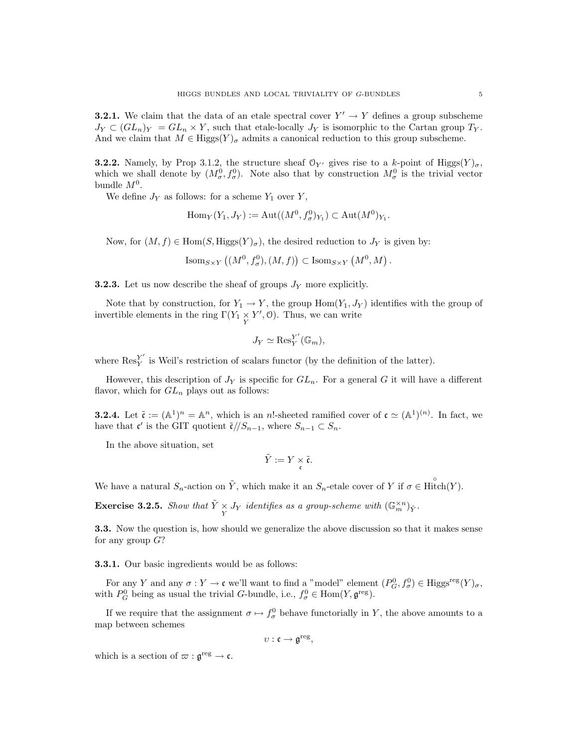**3.2.1.** We claim that the data of an etale spectral cover $Y' \to Y$ defines a group subscheme $J_Y \subset (GL_n)_Y = GL_n \times Y$, such that etale-locally $J_Y$ is isomorphic to the Cartan group $T_Y$. And we claim that $M \in \mathrm{Higgs}(Y)_\sigma$ admits a canonical reduction to this group subscheme.

**3.2.2.** Namely, by Prop 3.1.2, the structure sheaf $\mathcal{O}_{Y'}$ gives rise to a $k$-point of $\mathrm{Higgs}(Y)_\sigma$, which we shall denote by $(M^0_\sigma, f^0_\sigma)$. Note also that by construction $M^0_\sigma$ is the trivial vector bundle $M^0$.

We define $J_Y$ as follows: for a scheme $Y_1$ over $Y$,

$$\mathrm{Hom}_Y(Y_1, J_Y) := \mathrm{Aut}((M^0, f^0_\sigma)_{Y_1}) \subset \mathrm{Aut}(M^0)_{Y_1}.$$

Now, for $(M, f) \in \mathrm{Hom}(S, \mathrm{Higgs}(Y)_\sigma)$, the desired reduction to $J_Y$ is given by:

$$\mathrm{Isom}_{S\times Y}\left((M^0, f^0_\sigma), (M, f)\right) \subset \mathrm{Isom}_{S\times Y}\left(M^0, M\right).$$

**3.2.3.** Let us now describe the sheaf of groups $J_Y$ more explicitly.

Note that by construction, for $Y_1 \to Y$, the group $\mathrm{Hom}(Y_1, J_Y)$ identifies with the group of invertible elements in the ring $\Gamma(Y_1 \underset{Y}{\times} Y', \mathcal{O})$. Thus, we can write

$$J_Y \simeq \mathrm{Res}^{Y'}_Y(\mathbb{G}_m),$$

where $\mathrm{Res}^{Y'}_Y$ is Weil's restriction of scalars functor (by the definition of the latter).

However, this description of $J_Y$ is specific for $GL_n$. For a general $G$ it will have a different flavor, which for $GL_n$ plays out as follows:

**3.2.4.** Let $\tilde{\mathfrak{c}} := (\mathbb{A}^1)^n = \mathbb{A}^n$, which is an $n!$-sheeted ramified cover of $\mathfrak{c} \simeq (\mathbb{A}^1)^{(n)}$. In fact, we have that $\mathfrak{c}'$ is the GIT quotient $\tilde{\mathfrak{c}}/\!/S_{n-1}$, where $S_{n-1} \subset S_n$.

In the above situation, set

$$\tilde{Y} := Y \underset{\mathfrak{c}}{\times} \tilde{\mathfrak{c}}.$$

We have a natural $S_n$-action on $\tilde{Y}$, which make it an $S_n$-etale cover of $Y$ if $\sigma \in \overset{\circ}{\mathrm{Hitch}}(Y)$.

**Exercise 3.2.5.** *Show that $\tilde{Y} \underset{Y}{\times} J_Y$ identifies as a group-scheme with $(\mathbb{G}_m^{\times n})_{\tilde{Y}}$.*

**3.3.** Now the question is, how should we generalize the above discussion so that it makes sense for any group $G$?

**3.3.1.** Our basic ingredients would be as follows:

For any $Y$ and any $\sigma : Y \to \mathfrak{c}$ we'll want to find a "model" element $(P^0_G, f^0_\sigma) \in \mathrm{Higgs}^{\mathrm{reg}}(Y)_\sigma$, with $P^0_G$ being as usual the trivial $G$-bundle, i.e., $f^0_\sigma \in \mathrm{Hom}(Y, \mathfrak{g}^{\mathrm{reg}})$.

If we require that the assignment $\sigma \mapsto f^0_\sigma$ behave functorially in $Y$, the above amounts to a map between schemes

$$\upsilon : \mathfrak{c} \to \mathfrak{g}^{\mathrm{reg}},$$

which is a section of $\varpi : \mathfrak{g}^{\mathrm{reg}} \to \mathfrak{c}$.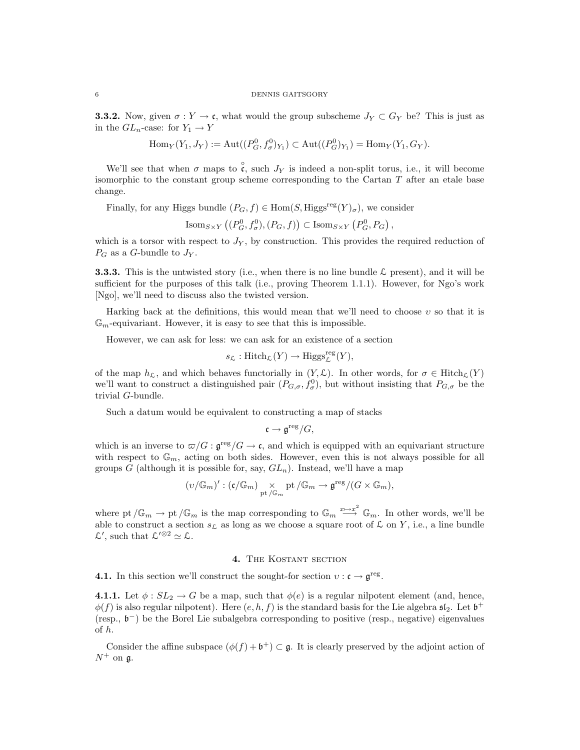**3.3.2.** Now, given $\sigma : Y \to \mathfrak{c}$, what would the group subscheme $J_Y \subset G_Y$ be? This is just as in the $GL_n$-case: for $Y_1 \to Y$

$$\mathrm{Hom}_Y(Y_1, J_Y) := \mathrm{Aut}((P^0_G, f^0_\sigma)_{Y_1}) \subset \mathrm{Aut}((P^0_G)_{Y_1}) = \mathrm{Hom}_Y(Y_1, G_Y).$$

We'll see that when $\sigma$ maps to $\overset{\circ}{\mathfrak{c}}$, such $J_Y$ is indeed a non-split torus, i.e., it will become isomorphic to the constant group scheme corresponding to the Cartan $T$ after an etale base change.

Finally, for any Higgs bundle $(P_G, f) \in \mathrm{Hom}(S, \mathrm{Higgs}^{\mathrm{reg}}(Y)_\sigma)$, we consider

$$\mathrm{Isom}_{S\times Y}\left((P^0_G, f^0_\sigma), (P_G, f)\right) \subset \mathrm{Isom}_{S\times Y}\left(P^0_G, P_G\right),$$

which is a torsor with respect to $J_Y$, by construction. This provides the required reduction of $P_G$ as a $G$-bundle to $J_Y$.

**3.3.3.** This is the untwisted story (i.e., when there is no line bundle $\mathcal{L}$ present), and it will be sufficient for the purposes of this talk (i.e., proving Theorem 1.1.1). However, for Ngo's work [Ngo], we'll need to discuss also the twisted version.

Harking back at the definitions, this would mean that we'll need to choose $\upsilon$ so that it is $\mathbb{G}_m$-equivariant. However, it is easy to see that this is impossible.

However, we can ask for less: we can ask for an existence of a section

$$s_{\mathcal{L}} : \mathrm{Hitch}_{\mathcal{L}}(Y) \to \mathrm{Higgs}^{\mathrm{reg}}_{\mathcal{L}}(Y),$$

of the map $h_{\mathcal{L}}$, and which behaves functorially in $(Y, \mathcal{L})$. In other words, for $\sigma \in \mathrm{Hitch}_{\mathcal{L}}(Y)$ we'll want to construct a distinguished pair $(P_{G,\sigma}, f^0_\sigma)$, but without insisting that $P_{G,\sigma}$ be the trivial $G$-bundle.

Such a datum would be equivalent to constructing a map of stacks

$$\mathfrak{c} \to \mathfrak{g}^{\mathrm{reg}}/G,$$

which is an inverse to $\varpi/G : \mathfrak{g}^{\mathrm{reg}}/G \to \mathfrak{c}$, and which is equipped with an equivariant structure with respect to $\mathbb{G}_m$, acting on both sides. However, even this is not always possible for all groups $G$ (although it is possible for, say, $GL_n$). Instead, we'll have a map

$$(\upsilon/\mathbb{G}_m)' : (\mathfrak{c}/\mathbb{G}_m) \underset{\mathrm{pt}/\mathbb{G}_m}{\times} \mathrm{pt}/\mathbb{G}_m \to \mathfrak{g}^{\mathrm{reg}}/(G \times \mathbb{G}_m),$$

where $\mathrm{pt}/\mathbb{G}_m \to \mathrm{pt}/\mathbb{G}_m$ is the map corresponding to $\mathbb{G}_m \overset{x \mapsto x^2}{\longrightarrow} \mathbb{G}_m$. In other words, we'll be able to construct a section $s_{\mathcal{L}}$ as long as we choose a square root of $\mathcal{L}$ on $Y$, i.e., a line bundle $\mathcal{L}'$, such that $\mathcal{L}'^{\otimes 2} \simeq \mathcal{L}$.

## 4. The Kostant section

**4.1.** In this section we'll construct the sought-for section $\upsilon : \mathfrak{c} \to \mathfrak{g}^{\mathrm{reg}}$.

**4.1.1.** Let $\phi : SL_2 \to G$ be a map, such that $\phi(e)$ is a regular nilpotent element (and, hence, $\phi(f)$ is also regular nilpotent). Here $(e, h, f)$ is the standard basis for the Lie algebra $\mathfrak{sl}_2$. Let $\mathfrak{b}^+$ (resp., $\mathfrak{b}^-$) be the Borel Lie subalgebra corresponding to positive (resp., negative) eigenvalues of $h$.

Consider the affine subspace $(\phi(f) + \mathfrak{b}^+) \subset \mathfrak{g}$. It is clearly preserved by the adjoint action of $N^+$ on $\mathfrak{g}$.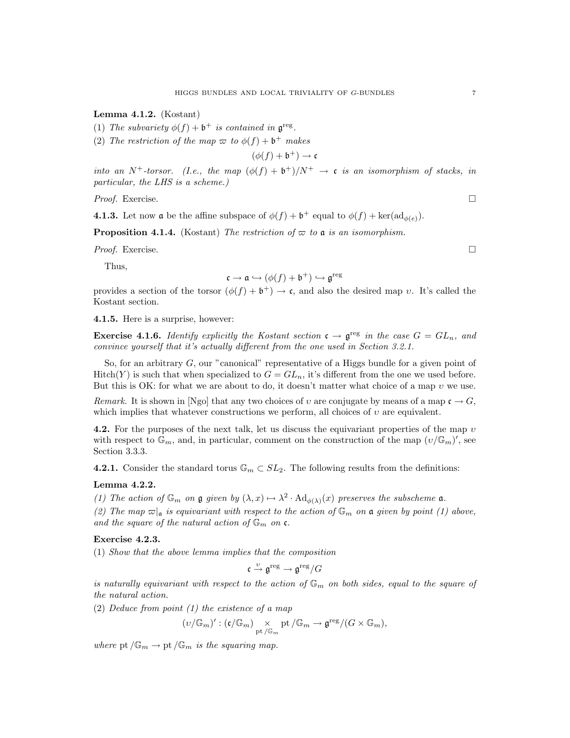**Lemma 4.1.2.** (Kostant)

(1) *The subvariety $\phi(f) + \mathfrak{b}^+$ is contained in $\mathfrak{g}^{\mathrm{reg}}$.*

(2) *The restriction of the map $\varpi$ to $\phi(f) + \mathfrak{b}^+$ makes*

$$(\phi(f) + \mathfrak{b}^+) \to \mathfrak{c}$$

*into an $N^+$-torsor. (I.e., the map $(\phi(f) + \mathfrak{b}^+)/N^+ \to \mathfrak{c}$ is an isomorphism of stacks, in particular, the LHS is a scheme.)*

*Proof.* Exercise. □

**4.1.3.** Let now $\mathfrak{a}$ be the affine subspace of $\phi(f) + \mathfrak{b}^+$ equal to $\phi(f) + \ker(\mathrm{ad}_{\phi(e)})$.

**Proposition 4.1.4.** (Kostant) *The restriction of $\varpi$ to $\mathfrak{a}$ is an isomorphism.*

*Proof.* Exercise. □

Thus,

$$\mathfrak{c} \to \mathfrak{a} \hookrightarrow (\phi(f) + \mathfrak{b}^+) \hookrightarrow \mathfrak{g}^{\mathrm{reg}}$$

provides a section of the torsor $(\phi(f) + \mathfrak{b}^+) \to \mathfrak{c}$, and also the desired map $\upsilon$. It's called the Kostant section.

**4.1.5.** Here is a surprise, however:

**Exercise 4.1.6.** *Identify explicitly the Kostant section $\mathfrak{c} \to \mathfrak{g}^{\mathrm{reg}}$ in the case $G = GL_n$, and convince yourself that it's actually different from the one used in Section 3.2.1.*

So, for an arbitrary $G$, our "canonical" representative of a Higgs bundle for a given point of $\mathrm{Hitch}(Y)$ is such that when specialized to $G = GL_n$, it's different from the one we used before. But this is OK: for what we are about to do, it doesn't matter what choice of a map $\upsilon$ we use.

*Remark.* It is shown in [Ngo] that any two choices of $\upsilon$ are conjugate by means of a map $\mathfrak{c} \to G$, which implies that whatever constructions we perform, all choices of $\upsilon$ are equivalent.

**4.2.** For the purposes of the next talk, let us discuss the equivariant properties of the map $\upsilon$ with respect to $\mathbb{G}_m$, and, in particular, comment on the construction of the map $(\upsilon/\mathbb{G}_m)'$, see Section 3.3.3.

**4.2.1.** Consider the standard torus $\mathbb{G}_m \subset SL_2$. The following results from the definitions:

**Lemma 4.2.2.**

*(1) The action of $\mathbb{G}_m$ on $\mathfrak{g}$ given by $(\lambda, x) \mapsto \lambda^2 \cdot \mathrm{Ad}_{\phi(\lambda)}(x)$ preserves the subscheme $\mathfrak{a}$.*

*(2) The map $\varpi|_{\mathfrak{a}}$ is equivariant with respect to the action of $\mathbb{G}_m$ on $\mathfrak{a}$ given by point (1) above, and the square of the natural action of $\mathbb{G}_m$ on $\mathfrak{c}$.*

**Exercise 4.2.3.**

(1) *Show that the above lemma implies that the composition*

$$\mathfrak{c} \xrightarrow{\upsilon} \mathfrak{g}^{\mathrm{reg}} \to \mathfrak{g}^{\mathrm{reg}}/G$$

*is naturally equivariant with respect to the action of $\mathbb{G}_m$ on both sides, equal to the square of the natural action.*

(2) *Deduce from point (1) the existence of a map*

$$(\upsilon/\mathbb{G}_m)' : (\mathfrak{c}/\mathbb{G}_m) \underset{\mathrm{pt}/\mathbb{G}_m}{\times} \mathrm{pt}/\mathbb{G}_m \to \mathfrak{g}^{\mathrm{reg}}/(G \times \mathbb{G}_m),$$

*where $\mathrm{pt}/\mathbb{G}_m \to \mathrm{pt}/\mathbb{G}_m$ is the squaring map.*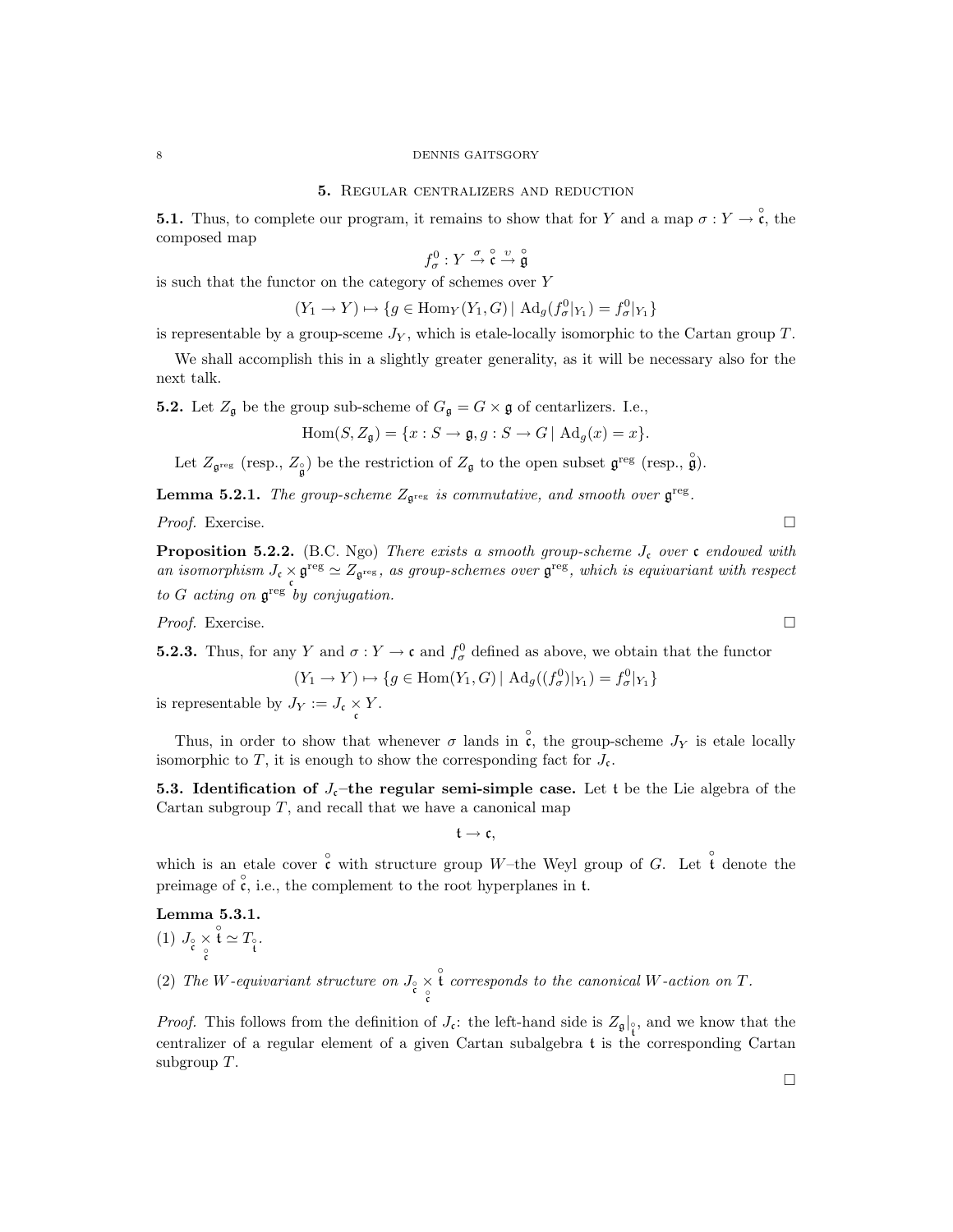## 5. Regular centralizers and reduction

**5.1.** Thus, to complete our program, it remains to show that for $Y$ and a map $\sigma : Y \to \overset{\circ}{\mathfrak{c}}$, the composed map

$$f^0_\sigma : Y \overset{\sigma}{\to} \overset{\circ}{\mathfrak{c}} \overset{\upsilon}{\to} \overset{\circ}{\mathfrak{g}}$$

is such that the functor on the category of schemes over $Y$

$$(Y_1 \to Y) \mapsto \{g \in \operatorname{Hom}_Y(Y_1, G) \,|\, \operatorname{Ad}_g(f^0_\sigma|_{Y_1}) = f^0_\sigma|_{Y_1}\}$$

is representable by a group-sceme $J_Y$, which is etale-locally isomorphic to the Cartan group $T$.

We shall accomplish this in a slightly greater generality, as it will be necessary also for the next talk.

**5.2.** Let $Z_\mathfrak{g}$ be the group sub-scheme of $G_\mathfrak{g} = G \times \mathfrak{g}$ of centarlizers. I.e.,

$$\operatorname{Hom}(S, Z_\mathfrak{g}) = \{x : S \to \mathfrak{g}, g : S \to G \,|\, \operatorname{Ad}_g(x) = x\}.$$

Let $Z_{\mathfrak{g}^{\mathrm{reg}}}$ (resp., $Z_{\overset{\circ}{\mathfrak{g}}}$) be the restriction of $Z_\mathfrak{g}$ to the open subset $\mathfrak{g}^{\mathrm{reg}}$ (resp., $\overset{\circ}{\mathfrak{g}}$).

**Lemma 5.2.1.** *The group-scheme $Z_{\mathfrak{g}^{\mathrm{reg}}}$ is commutative, and smooth over $\mathfrak{g}^{\mathrm{reg}}$.*

*Proof.* Exercise. □

**Proposition 5.2.2.** (B.C. Ngo) *There exists a smooth group-scheme $J_\mathfrak{c}$ over $\mathfrak{c}$ endowed with an isomorphism $J_\mathfrak{c} \underset{\mathfrak{c}}{\times} \mathfrak{g}^{\mathrm{reg}} \simeq Z_{\mathfrak{g}^{\mathrm{reg}}}$, as group-schemes over $\mathfrak{g}^{\mathrm{reg}}$, which is equivariant with respect to $G$ acting on $\mathfrak{g}^{\mathrm{reg}}$ by conjugation.*

*Proof.* Exercise. □

**5.2.3.** Thus, for any $Y$ and $\sigma : Y \to \mathfrak{c}$ and $f^0_\sigma$ defined as above, we obtain that the functor

$$(Y_1 \to Y) \mapsto \{g \in \operatorname{Hom}(Y_1, G) \,|\, \operatorname{Ad}_g((f^0_\sigma)|_{Y_1}) = f^0_\sigma|_{Y_1}\}$$

is representable by $J_Y := J_\mathfrak{c} \underset{\mathfrak{c}}{\times} Y$.

Thus, in order to show that whenever $\sigma$ lands in $\overset{\circ}{\mathfrak{c}}$, the group-scheme $J_Y$ is etale locally isomorphic to $T$, it is enough to show the corresponding fact for $J_\mathfrak{c}$.

**5.3. Identification of $J_\mathfrak{c}$–the regular semi-simple case.** Let $\mathfrak{t}$ be the Lie algebra of the Cartan subgroup $T$, and recall that we have a canonical map

$$\mathfrak{t} \to \mathfrak{c},$$

which is an etale cover $\overset{\circ}{\mathfrak{c}}$ with structure group $W$–the Weyl group of $G$. Let $\overset{\circ}{\mathfrak{t}}$ denote the preimage of $\overset{\circ}{\mathfrak{c}}$, i.e., the complement to the root hyperplanes in $\mathfrak{t}$.

**Lemma 5.3.1.**

(1) $J_{\overset{\circ}{\mathfrak{c}}} \underset{\overset{\circ}{\mathfrak{c}}}{\times} \overset{\circ}{\mathfrak{t}} \simeq T_{\overset{\circ}{\mathfrak{t}}}$.

(2) *The $W$-equivariant structure on $J_{\overset{\circ}{\mathfrak{c}}} \underset{\overset{\circ}{\mathfrak{c}}}{\times} \overset{\circ}{\mathfrak{t}}$ corresponds to the canonical $W$-action on $T$.*

*Proof.* This follows from the definition of $J_\mathfrak{c}$: the left-hand side is $Z_\mathfrak{g}|_{\overset{\circ}{\mathfrak{t}}}$, and we know that the centralizer of a regular element of a given Cartan subalgebra $\mathfrak{t}$ is the corresponding Cartan subgroup $T$. □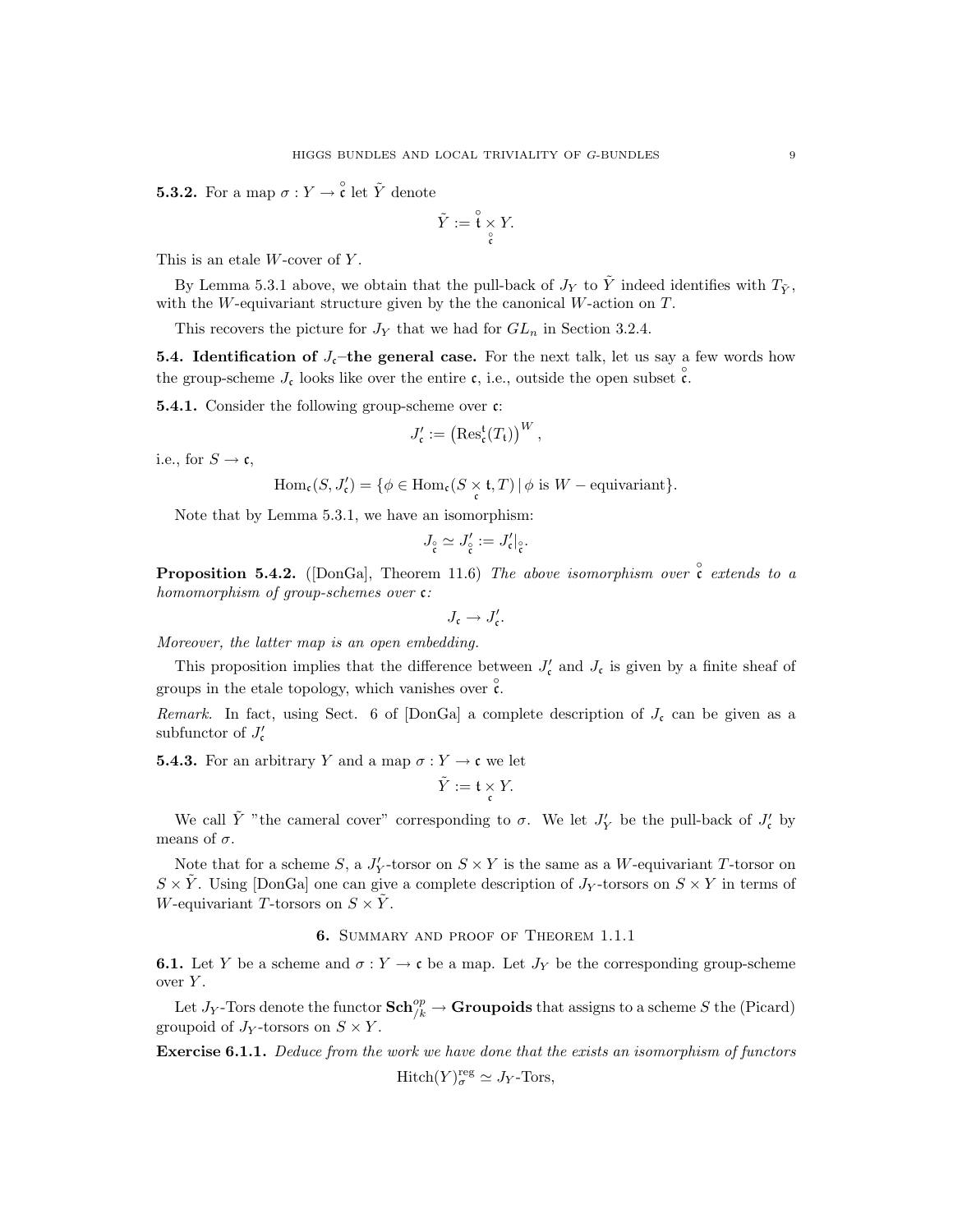**5.3.2.** For a map $\sigma : Y \to \overset{\circ}{\mathfrak{c}}$ let $\tilde{Y}$ denote

$$\tilde{Y} := \overset{\circ}{\mathfrak{t}} \underset{\overset{\circ}{\mathfrak{c}}}{\times} Y.$$

This is an etale $W$-cover of $Y$.

By Lemma 5.3.1 above, we obtain that the pull-back of $J_Y$ to $\tilde{Y}$ indeed identifies with $T_{\tilde{Y}}$, with the $W$-equivariant structure given by the the canonical $W$-action on $T$.

This recovers the picture for $J_Y$ that we had for $GL_n$ in Section 3.2.4.

**5.4. Identification of $J_{\mathfrak{c}}$–the general case.** For the next talk, let us say a few words how the group-scheme $J_{\mathfrak{c}}$ looks like over the entire $\mathfrak{c}$, i.e., outside the open subset $\overset{\circ}{\mathfrak{c}}$.

**5.4.1.** Consider the following group-scheme over $\mathfrak{c}$:

$$J'_{\mathfrak{c}} := \left(\mathrm{Res}^{\mathfrak{t}}_{\mathfrak{c}}(T_{\mathfrak{t}})\right)^{W},$$

i.e., for $S \to \mathfrak{c}$,

$$\mathrm{Hom}_{\mathfrak{c}}(S, J'_{\mathfrak{c}}) = \{\phi \in \mathrm{Hom}_{\mathfrak{c}}(S \underset{\mathfrak{c}}{\times} \mathfrak{t}, T) \,|\, \phi \text{ is } W-\text{equivariant}\}.$$

Note that by Lemma 5.3.1, we have an isomorphism:

$$J_{\overset{\circ}{\mathfrak{c}}} \simeq J'_{\overset{\circ}{\mathfrak{c}}} := J'_{\mathfrak{c}}|_{\overset{\circ}{\mathfrak{c}}}.$$

**Proposition 5.4.2.** ([DonGa], Theorem 11.6) *The above isomorphism over $\overset{\circ}{\mathfrak{c}}$ extends to a homomorphism of group-schemes over $\mathfrak{c}$:*

$$J_{\mathfrak{c}} \to J'_{\mathfrak{c}}.$$

*Moreover, the latter map is an open embedding.*

This proposition implies that the difference between $J'_{\mathfrak{c}}$ and $J_{\mathfrak{c}}$ is given by a finite sheaf of groups in the etale topology, which vanishes over $\overset{\circ}{\mathfrak{c}}$.

*Remark.* In fact, using Sect. 6 of [DonGa] a complete description of $J_{\mathfrak{c}}$ can be given as a subfunctor of $J'_{\mathfrak{c}}$

**5.4.3.** For an arbitrary $Y$ and a map $\sigma : Y \to \mathfrak{c}$ we let

$$\tilde{Y} := \mathfrak{t} \underset{\mathfrak{c}}{\times} Y.$$

We call $\tilde{Y}$ "the cameral cover" corresponding to $\sigma$. We let $J'_Y$ be the pull-back of $J'_{\mathfrak{c}}$ by means of $\sigma$.

Note that for a scheme $S$, a $J'_Y$-torsor on $S \times Y$ is the same as a $W$-equivariant $T$-torsor on $S \times \tilde{Y}$. Using [DonGa] one can give a complete description of $J_Y$-torsors on $S \times Y$ in terms of $W$-equivariant $T$-torsors on $S \times \tilde{Y}$.

## 6. Summary and proof of Theorem 1.1.1

**6.1.** Let $Y$ be a scheme and $\sigma : Y \to \mathfrak{c}$ be a map. Let $J_Y$ be the corresponding group-scheme over $Y$.

Let $J_Y$-Tors denote the functor $\mathbf{Sch}^{op}_{/k} \to \mathbf{Groupoids}$ that assigns to a scheme $S$ the (Picard) groupoid of $J_Y$-torsors on $S \times Y$.

**Exercise 6.1.1.** *Deduce from the work we have done that the exists an isomorphism of functors*

$$\mathrm{Hitch}(Y)^{\mathrm{reg}}_{\sigma} \simeq J_Y\text{-Tors},$$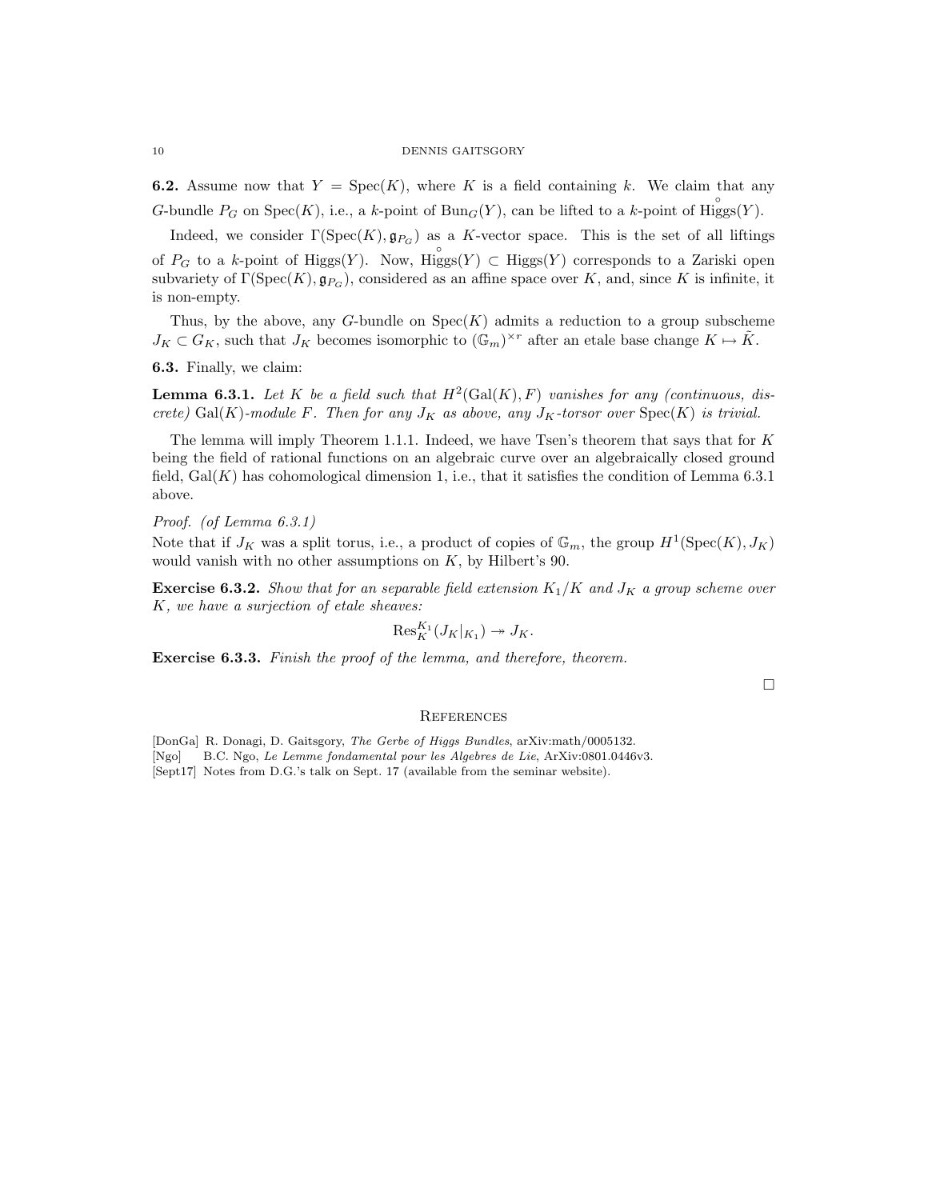**6.2.** Assume now that $Y = \operatorname{Spec}(K)$, where $K$ is a field containing $k$. We claim that any $G$-bundle $P_G$ on $\operatorname{Spec}(K)$, i.e., a $k$-point of $\operatorname{Bun}_G(Y)$, can be lifted to a $k$-point of $\overset{\circ}{\operatorname{Higgs}}(Y)$.

Indeed, we consider $\Gamma(\operatorname{Spec}(K), \mathfrak{g}_{P_G})$ as a $K$-vector space. This is the set of all liftings of $P_G$ to a $k$-point of $\operatorname{Higgs}(Y)$. Now, $\overset{\circ}{\operatorname{Higgs}}(Y) \subset \operatorname{Higgs}(Y)$ corresponds to a Zariski open subvariety of $\Gamma(\operatorname{Spec}(K), \mathfrak{g}_{P_G})$, considered as an affine space over $K$, and, since $K$ is infinite, it is non-empty.

Thus, by the above, any $G$-bundle on $\operatorname{Spec}(K)$ admits a reduction to a group subscheme $J_K \subset G_K$, such that $J_K$ becomes isomorphic to $(\mathbb{G}_m)^{\times r}$ after an etale base change $K \mapsto \tilde{K}$.

**6.3.** Finally, we claim:

**Lemma 6.3.1.** *Let $K$ be a field such that $H^2(\operatorname{Gal}(K), F)$ vanishes for any (continuous, discrete) $\operatorname{Gal}(K)$-module $F$. Then for any $J_K$ as above, any $J_K$-torsor over $\operatorname{Spec}(K)$ is trivial.*

The lemma will imply Theorem 1.1.1. Indeed, we have Tsen's theorem that says that for $K$ being the field of rational functions on an algebraic curve over an algebraically closed ground field, $\operatorname{Gal}(K)$ has cohomological dimension 1, i.e., that it satisfies the condition of Lemma 6.3.1 above.

*Proof. (of Lemma 6.3.1)*
Note that if $J_K$ was a split torus, i.e., a product of copies of $\mathbb{G}_m$, the group $H^1(\operatorname{Spec}(K), J_K)$ would vanish with no other assumptions on $K$, by Hilbert's 90.

**Exercise 6.3.2.** *Show that for an separable field extension $K_1/K$ and $J_K$ a group scheme over $K$, we have a surjection of etale sheaves:*

$$\operatorname{Res}^{K_1}_K(J_K|_{K_1}) \twoheadrightarrow J_K.$$

**Exercise 6.3.3.** *Finish the proof of the lemma, and therefore, theorem.*

□

## References

[DonGa] R. Donagi, D. Gaitsgory, *The Gerbe of Higgs Bundles*, arXiv:math/0005132.

[Ngo] B.C. Ngo, *Le Lemme fondamental pour les Algebres de Lie*, ArXiv:0801.0446v3.

[Sept17] Notes from D.G.'s talk on Sept. 17 (available from the seminar website).